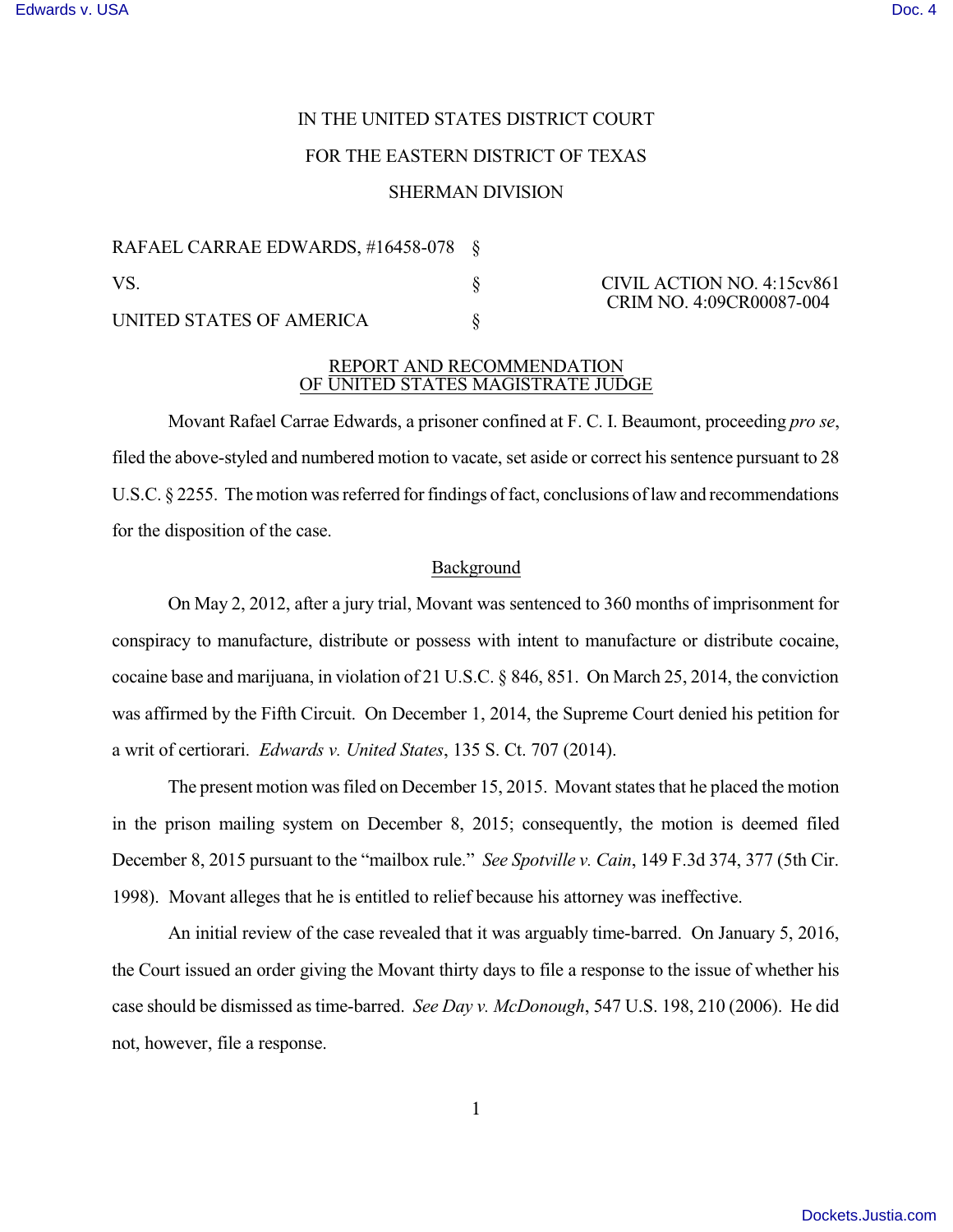IN THE UNITED STATES DISTRICT COURT

FOR THE EASTERN DISTRICT OF TEXAS

SHERMAN DIVISION

| | | |
|---|---|---|
| RAFAEL CARRAE EDWARDS, #16458-078 | § | |
| VS. | § | CIVIL ACTION NO. 4:15cv861<br>CRIM NO. 4:09CR00087-004 |
| UNITED STATES OF AMERICA | § | |

REPORT AND RECOMMENDATION
OF UNITED STATES MAGISTRATE JUDGE

Movant Rafael Carrae Edwards, a prisoner confined at F. C. I. Beaumont, proceeding *pro se*, filed the above-styled and numbered motion to vacate, set aside or correct his sentence pursuant to 28 U.S.C. § 2255. The motion was referred for findings of fact, conclusions of law and recommendations for the disposition of the case.

Background

On May 2, 2012, after a jury trial, Movant was sentenced to 360 months of imprisonment for conspiracy to manufacture, distribute or possess with intent to manufacture or distribute cocaine, cocaine base and marijuana, in violation of 21 U.S.C. § 846, 851. On March 25, 2014, the conviction was affirmed by the Fifth Circuit. On December 1, 2014, the Supreme Court denied his petition for a writ of certiorari. *Edwards v. United States*, 135 S. Ct. 707 (2014).

The present motion was filed on December 15, 2015. Movant states that he placed the motion in the prison mailing system on December 8, 2015; consequently, the motion is deemed filed December 8, 2015 pursuant to the "mailbox rule." *See Spotville v. Cain*, 149 F.3d 374, 377 (5th Cir. 1998). Movant alleges that he is entitled to relief because his attorney was ineffective.

An initial review of the case revealed that it was arguably time-barred. On January 5, 2016, the Court issued an order giving the Movant thirty days to file a response to the issue of whether his case should be dismissed as time-barred. *See Day v. McDonough*, 547 U.S. 198, 210 (2006). He did not, however, file a response.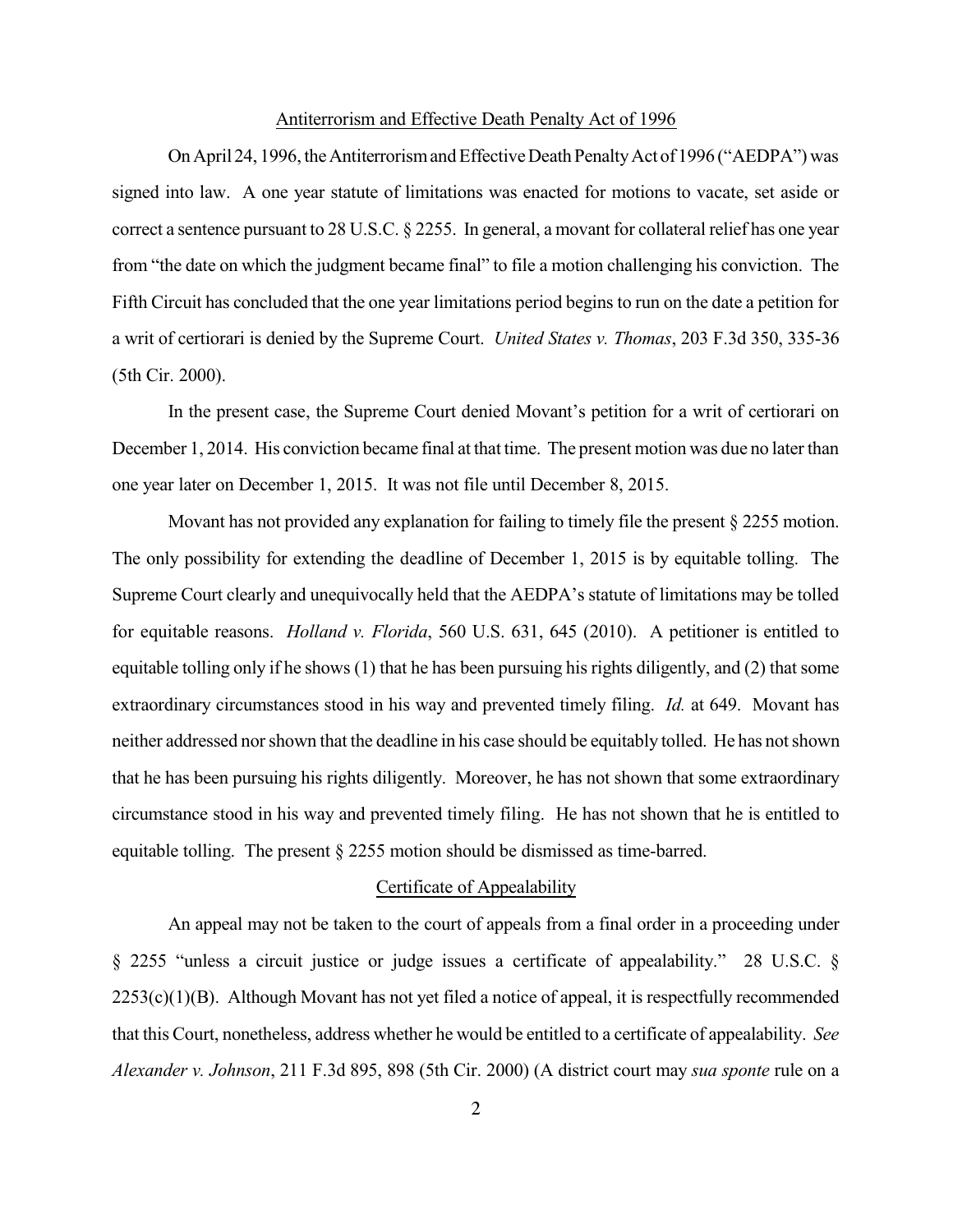## Antiterrorism and Effective Death Penalty Act of 1996

On April 24, 1996, the Antiterrorism and Effective Death Penalty Act of 1996 ("AEDPA") was signed into law. A one year statute of limitations was enacted for motions to vacate, set aside or correct a sentence pursuant to 28 U.S.C. § 2255. In general, a movant for collateral relief has one year from "the date on which the judgment became final" to file a motion challenging his conviction. The Fifth Circuit has concluded that the one year limitations period begins to run on the date a petition for a writ of certiorari is denied by the Supreme Court. *United States v. Thomas*, 203 F.3d 350, 335-36 (5th Cir. 2000).

In the present case, the Supreme Court denied Movant's petition for a writ of certiorari on December 1, 2014. His conviction became final at that time. The present motion was due no later than one year later on December 1, 2015. It was not file until December 8, 2015.

Movant has not provided any explanation for failing to timely file the present § 2255 motion. The only possibility for extending the deadline of December 1, 2015 is by equitable tolling. The Supreme Court clearly and unequivocally held that the AEDPA's statute of limitations may be tolled for equitable reasons. *Holland v. Florida*, 560 U.S. 631, 645 (2010). A petitioner is entitled to equitable tolling only if he shows (1) that he has been pursuing his rights diligently, and (2) that some extraordinary circumstances stood in his way and prevented timely filing. *Id.* at 649. Movant has neither addressed nor shown that the deadline in his case should be equitably tolled. He has not shown that he has been pursuing his rights diligently. Moreover, he has not shown that some extraordinary circumstance stood in his way and prevented timely filing. He has not shown that he is entitled to equitable tolling. The present § 2255 motion should be dismissed as time-barred.

## Certificate of Appealability

An appeal may not be taken to the court of appeals from a final order in a proceeding under § 2255 "unless a circuit justice or judge issues a certificate of appealability." 28 U.S.C. § 2253(c)(1)(B). Although Movant has not yet filed a notice of appeal, it is respectfully recommended that this Court, nonetheless, address whether he would be entitled to a certificate of appealability. *See Alexander v. Johnson*, 211 F.3d 895, 898 (5th Cir. 2000) (A district court may *sua sponte* rule on a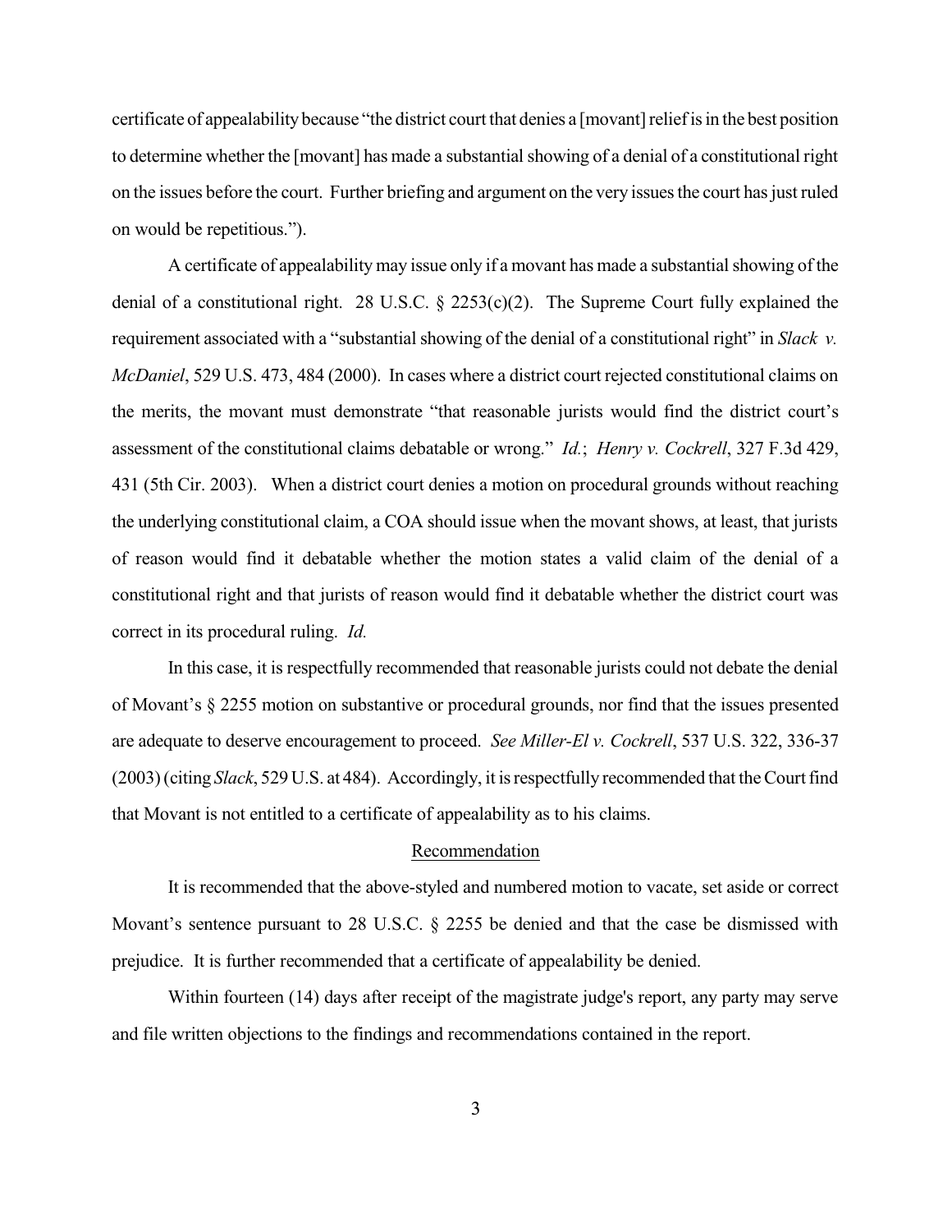certificate of appealability because "the district court that denies a [movant] relief is in the best position to determine whether the [movant] has made a substantial showing of a denial of a constitutional right on the issues before the court. Further briefing and argument on the very issues the court has just ruled on would be repetitious.").

A certificate of appealability may issue only if a movant has made a substantial showing of the denial of a constitutional right. 28 U.S.C. § 2253(c)(2). The Supreme Court fully explained the requirement associated with a "substantial showing of the denial of a constitutional right" in *Slack v. McDaniel*, 529 U.S. 473, 484 (2000). In cases where a district court rejected constitutional claims on the merits, the movant must demonstrate "that reasonable jurists would find the district court's assessment of the constitutional claims debatable or wrong." *Id.*; *Henry v. Cockrell*, 327 F.3d 429, 431 (5th Cir. 2003). When a district court denies a motion on procedural grounds without reaching the underlying constitutional claim, a COA should issue when the movant shows, at least, that jurists of reason would find it debatable whether the motion states a valid claim of the denial of a constitutional right and that jurists of reason would find it debatable whether the district court was correct in its procedural ruling. *Id.*

In this case, it is respectfully recommended that reasonable jurists could not debate the denial of Movant's § 2255 motion on substantive or procedural grounds, nor find that the issues presented are adequate to deserve encouragement to proceed. *See Miller-El v. Cockrell*, 537 U.S. 322, 336-37 (2003) (citing *Slack*, 529 U.S. at 484). Accordingly, it is respectfully recommended that the Court find that Movant is not entitled to a certificate of appealability as to his claims.

## Recommendation

It is recommended that the above-styled and numbered motion to vacate, set aside or correct Movant's sentence pursuant to 28 U.S.C. § 2255 be denied and that the case be dismissed with prejudice. It is further recommended that a certificate of appealability be denied.

Within fourteen (14) days after receipt of the magistrate judge's report, any party may serve and file written objections to the findings and recommendations contained in the report.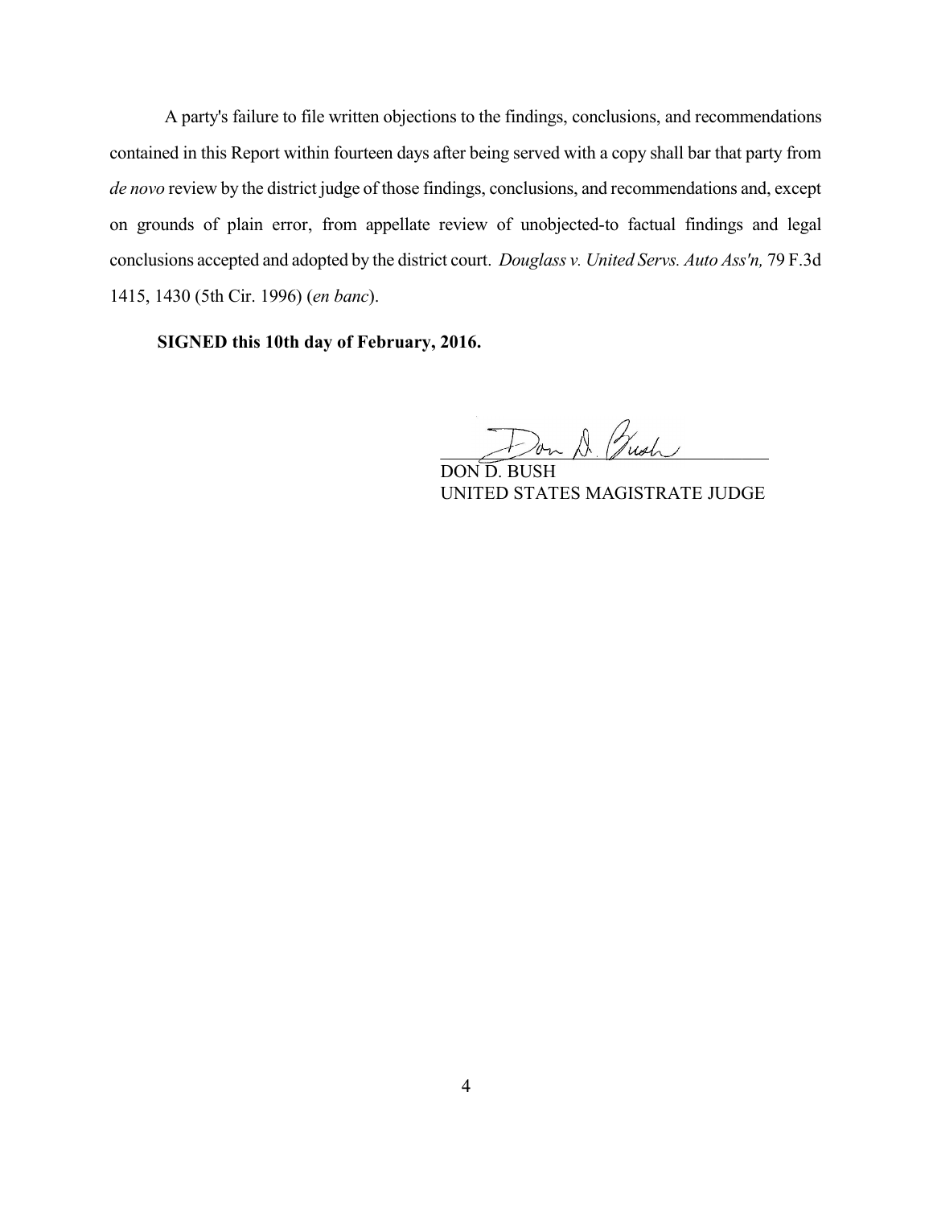A party's failure to file written objections to the findings, conclusions, and recommendations contained in this Report within fourteen days after being served with a copy shall bar that party from *de novo* review by the district judge of those findings, conclusions, and recommendations and, except on grounds of plain error, from appellate review of unobjected-to factual findings and legal conclusions accepted and adopted by the district court. *Douglass v. United Servs. Auto Ass'n,* 79 F.3d 1415, 1430 (5th Cir. 1996) (*en banc*).

**SIGNED this 10th day of February, 2016.**

DON D. BUSH
UNITED STATES MAGISTRATE JUDGE